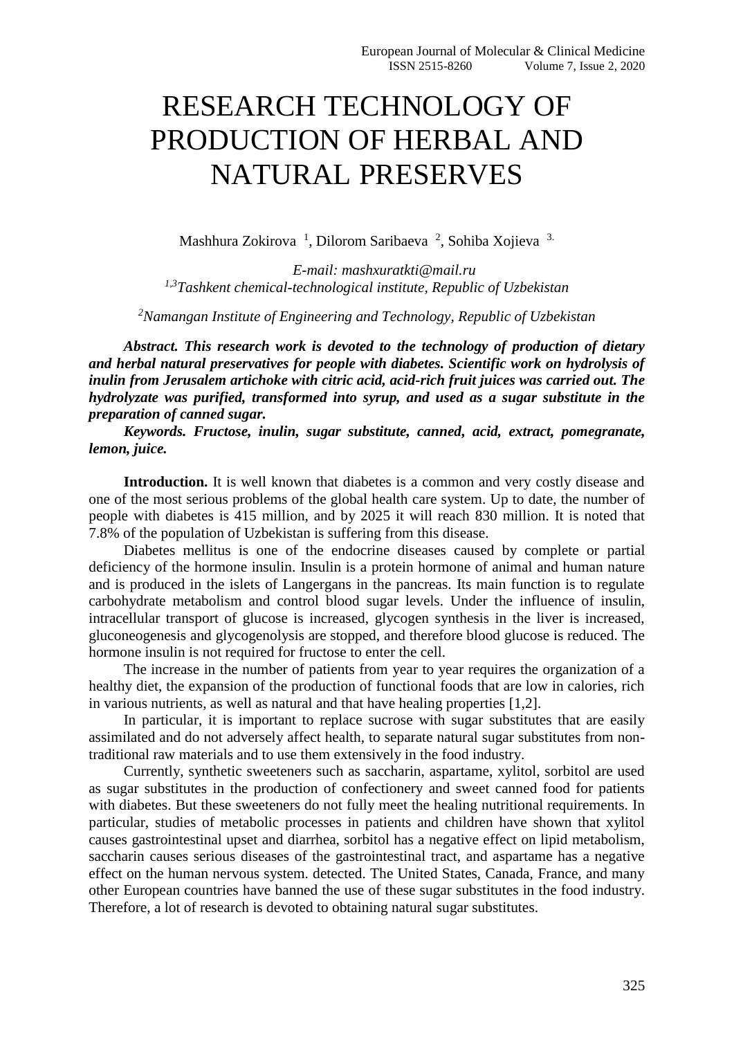# RESEARCH TECHNOLOGY OF PRODUCTION OF HERBAL AND NATURAL PRESERVES

Mashhura Zokirova [1], Dilorom Saribaeva [2], Sohiba Xojieva [3.]

*E-mail: mashxuratkti@mail.ru*

[1,3]*Tashkent chemical-technological institute, Republic of Uzbekistan*

[2]*Namangan Institute of Engineering and Technology, Republic of Uzbekistan*

***Abstract. This research work is devoted to the technology of production of dietary and herbal natural preservatives for people with diabetes. Scientific work on hydrolysis of inulin from Jerusalem artichoke with citric acid, acid-rich fruit juices was carried out. The hydrolyzate was purified, transformed into syrup, and used as a sugar substitute in the preparation of canned sugar.***

***Keywords. Fructose, inulin, sugar substitute, canned, acid, extract, pomegranate, lemon, juice.***

**Introduction.** It is well known that diabetes is a common and very costly disease and one of the most serious problems of the global health care system. Up to date, the number of people with diabetes is 415 million, and by 2025 it will reach 830 million. It is noted that 7.8% of the population of Uzbekistan is suffering from this disease.

Diabetes mellitus is one of the endocrine diseases caused by complete or partial deficiency of the hormone insulin. Insulin is a protein hormone of animal and human nature and is produced in the islets of Langergans in the pancreas. Its main function is to regulate carbohydrate metabolism and control blood sugar levels. Under the influence of insulin, intracellular transport of glucose is increased, glycogen synthesis in the liver is increased, gluconeogenesis and glycogenolysis are stopped, and therefore blood glucose is reduced. The hormone insulin is not required for fructose to enter the cell.

The increase in the number of patients from year to year requires the organization of a healthy diet, the expansion of the production of functional foods that are low in calories, rich in various nutrients, as well as natural and that have healing properties [1,2].

In particular, it is important to replace sucrose with sugar substitutes that are easily assimilated and do not adversely affect health, to separate natural sugar substitutes from non-traditional raw materials and to use them extensively in the food industry.

Currently, synthetic sweeteners such as saccharin, aspartame, xylitol, sorbitol are used as sugar substitutes in the production of confectionery and sweet canned food for patients with diabetes. But these sweeteners do not fully meet the healing nutritional requirements. In particular, studies of metabolic processes in patients and children have shown that xylitol causes gastrointestinal upset and diarrhea, sorbitol has a negative effect on lipid metabolism, saccharin causes serious diseases of the gastrointestinal tract, and aspartame has a negative effect on the human nervous system. detected. The United States, Canada, France, and many other European countries have banned the use of these sugar substitutes in the food industry. Therefore, a lot of research is devoted to obtaining natural sugar substitutes.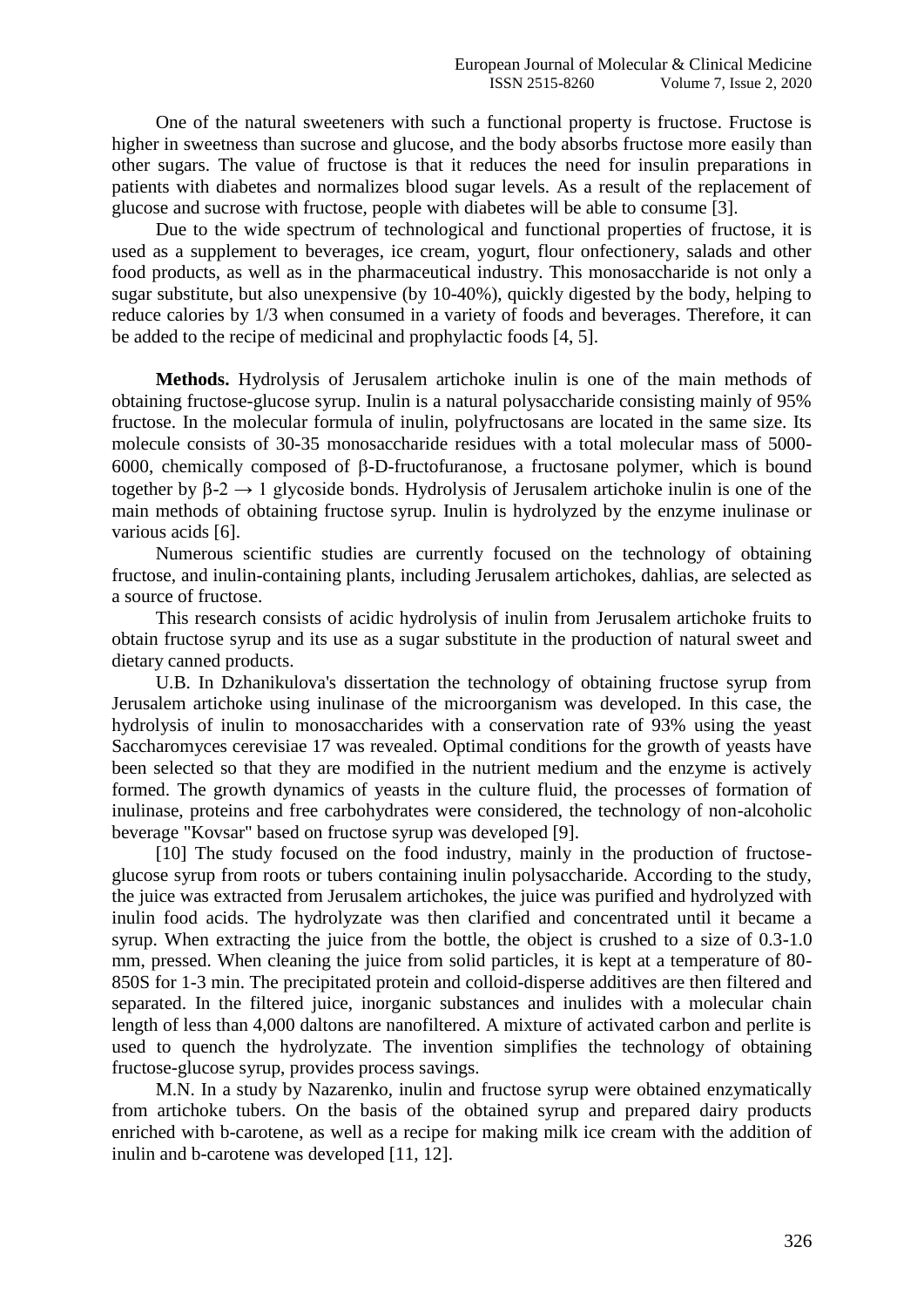One of the natural sweeteners with such a functional property is fructose. Fructose is higher in sweetness than sucrose and glucose, and the body absorbs fructose more easily than other sugars. The value of fructose is that it reduces the need for insulin preparations in patients with diabetes and normalizes blood sugar levels. As a result of the replacement of glucose and sucrose with fructose, people with diabetes will be able to consume [3].

Due to the wide spectrum of technological and functional properties of fructose, it is used as a supplement to beverages, ice cream, yogurt, flour onfectionery, salads and other food products, as well as in the pharmaceutical industry. This monosaccharide is not only a sugar substitute, but also unexpensive (by 10-40%), quickly digested by the body, helping to reduce calories by 1/3 when consumed in a variety of foods and beverages. Therefore, it can be added to the recipe of medicinal and prophylactic foods [4, 5].

**Methods.** Hydrolysis of Jerusalem artichoke inulin is one of the main methods of obtaining fructose-glucose syrup. Inulin is a natural polysaccharide consisting mainly of 95% fructose. In the molecular formula of inulin, polyfructosans are located in the same size. Its molecule consists of 30-35 monosaccharide residues with a total molecular mass of 5000-6000, chemically composed of β-D-fructofuranose, a fructosane polymer, which is bound together by $\beta$-2 $\rightarrow$ 1 glycoside bonds. Hydrolysis of Jerusalem artichoke inulin is one of the main methods of obtaining fructose syrup. Inulin is hydrolyzed by the enzyme inulinase or various acids [6].

Numerous scientific studies are currently focused on the technology of obtaining fructose, and inulin-containing plants, including Jerusalem artichokes, dahlias, are selected as a source of fructose.

This research consists of acidic hydrolysis of inulin from Jerusalem artichoke fruits to obtain fructose syrup and its use as a sugar substitute in the production of natural sweet and dietary canned products.

U.B. In Dzhanikulova's dissertation the technology of obtaining fructose syrup from Jerusalem artichoke using inulinase of the microorganism was developed. In this case, the hydrolysis of inulin to monosaccharides with a conservation rate of 93% using the yeast Saccharomyces cerevisiae 17 was revealed. Optimal conditions for the growth of yeasts have been selected so that they are modified in the nutrient medium and the enzyme is actively formed. The growth dynamics of yeasts in the culture fluid, the processes of formation of inulinase, proteins and free carbohydrates were considered, the technology of non-alcoholic beverage "Kovsar" based on fructose syrup was developed [9].

[10] The study focused on the food industry, mainly in the production of fructose-glucose syrup from roots or tubers containing inulin polysaccharide. According to the study, the juice was extracted from Jerusalem artichokes, the juice was purified and hydrolyzed with inulin food acids. The hydrolyzate was then clarified and concentrated until it became a syrup. When extracting the juice from the bottle, the object is crushed to a size of 0.3-1.0 mm, pressed. When cleaning the juice from solid particles, it is kept at a temperature of 80-850S for 1-3 min. The precipitated protein and colloid-disperse additives are then filtered and separated. In the filtered juice, inorganic substances and inulides with a molecular chain length of less than 4,000 daltons are nanofiltered. A mixture of activated carbon and perlite is used to quench the hydrolyzate. The invention simplifies the technology of obtaining fructose-glucose syrup, provides process savings.

M.N. In a study by Nazarenko, inulin and fructose syrup were obtained enzymatically from artichoke tubers. On the basis of the obtained syrup and prepared dairy products enriched with b-carotene, as well as a recipe for making milk ice cream with the addition of inulin and b-carotene was developed [11, 12].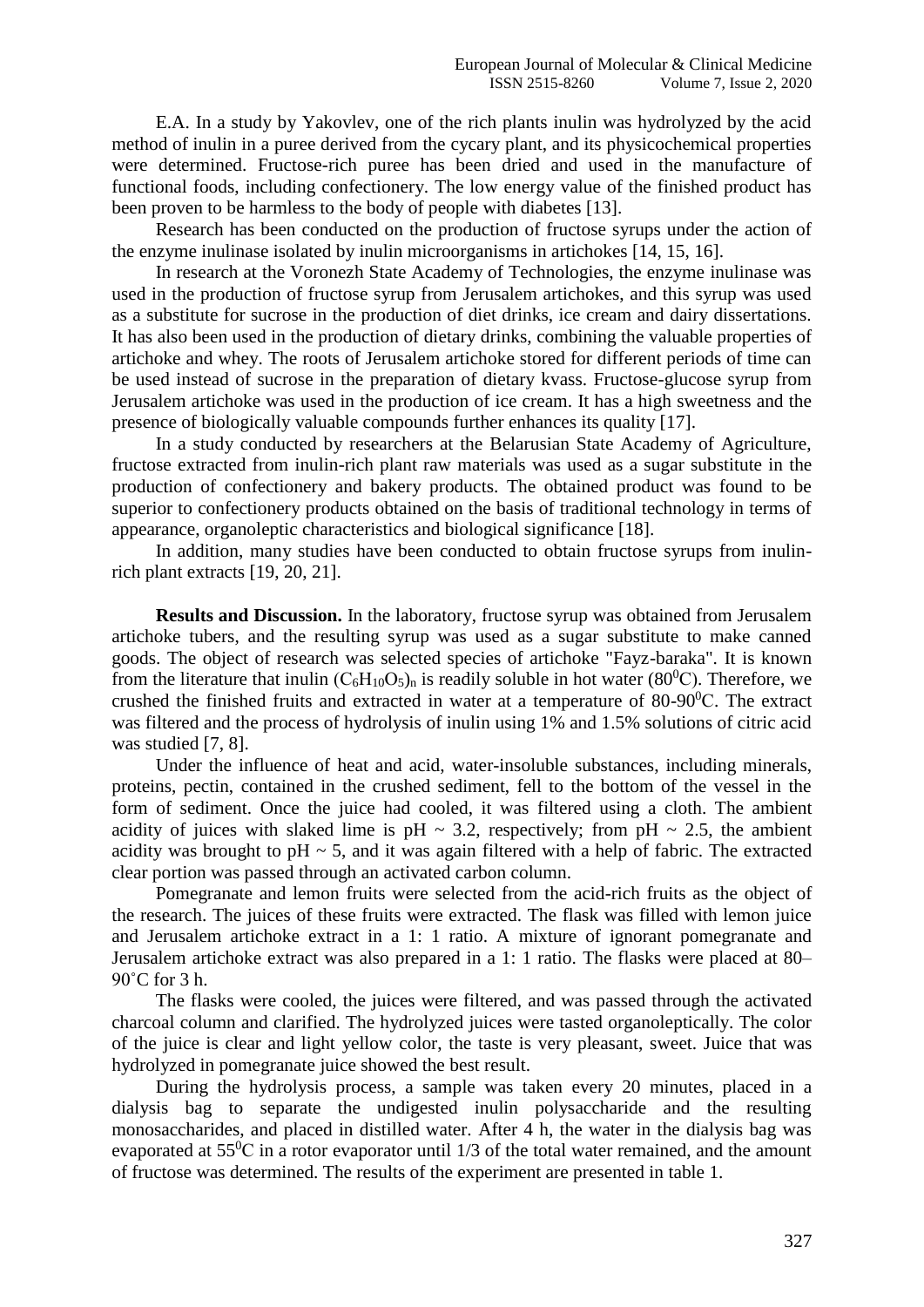E.A. In a study by Yakovlev, one of the rich plants inulin was hydrolyzed by the acid method of inulin in a puree derived from the cycary plant, and its physicochemical properties were determined. Fructose-rich puree has been dried and used in the manufacture of functional foods, including confectionery. The low energy value of the finished product has been proven to be harmless to the body of people with diabetes [13].

Research has been conducted on the production of fructose syrups under the action of the enzyme inulinase isolated by inulin microorganisms in artichokes [14, 15, 16].

In research at the Voronezh State Academy of Technologies, the enzyme inulinase was used in the production of fructose syrup from Jerusalem artichokes, and this syrup was used as a substitute for sucrose in the production of diet drinks, ice cream and dairy dissertations. It has also been used in the production of dietary drinks, combining the valuable properties of artichoke and whey. The roots of Jerusalem artichoke stored for different periods of time can be used instead of sucrose in the preparation of dietary kvass. Fructose-glucose syrup from Jerusalem artichoke was used in the production of ice cream. It has a high sweetness and the presence of biologically valuable compounds further enhances its quality [17].

In a study conducted by researchers at the Belarusian State Academy of Agriculture, fructose extracted from inulin-rich plant raw materials was used as a sugar substitute in the production of confectionery and bakery products. The obtained product was found to be superior to confectionery products obtained on the basis of traditional technology in terms of appearance, organoleptic characteristics and biological significance [18].

In addition, many studies have been conducted to obtain fructose syrups from inulin-rich plant extracts [19, 20, 21].

**Results and Discussion.** In the laboratory, fructose syrup was obtained from Jerusalem artichoke tubers, and the resulting syrup was used as a sugar substitute to make canned goods. The object of research was selected species of artichoke "Fayz-baraka". It is known from the literature that inulin $(C_6H_{10}O_5)_n$ is readily soluble in hot water ($80^0$C). Therefore, we crushed the finished fruits and extracted in water at a temperature of 80-$90^0$C. The extract was filtered and the process of hydrolysis of inulin using 1% and 1.5% solutions of citric acid was studied [7, 8].

Under the influence of heat and acid, water-insoluble substances, including minerals, proteins, pectin, contained in the crushed sediment, fell to the bottom of the vessel in the form of sediment. Once the juice had cooled, it was filtered using a cloth. The ambient acidity of juices with slaked lime is pH ~ 3.2, respectively; from pH ~ 2.5, the ambient acidity was brought to pH ~ 5, and it was again filtered with a help of fabric. The extracted clear portion was passed through an activated carbon column.

Pomegranate and lemon fruits were selected from the acid-rich fruits as the object of the research. The juices of these fruits were extracted. The flask was filled with lemon juice and Jerusalem artichoke extract in a 1: 1 ratio. A mixture of ignorant pomegranate and Jerusalem artichoke extract was also prepared in a 1: 1 ratio. The flasks were placed at 80–90˚C for 3 h.

The flasks were cooled, the juices were filtered, and was passed through the activated charcoal column and clarified. The hydrolyzed juices were tasted organoleptically. The color of the juice is clear and light yellow color, the taste is very pleasant, sweet. Juice that was hydrolyzed in pomegranate juice showed the best result.

During the hydrolysis process, a sample was taken every 20 minutes, placed in a dialysis bag to separate the undigested inulin polysaccharide and the resulting monosaccharides, and placed in distilled water. After 4 h, the water in the dialysis bag was evaporated at $55^0$C in a rotor evaporator until 1/3 of the total water remained, and the amount of fructose was determined. The results of the experiment are presented in table 1.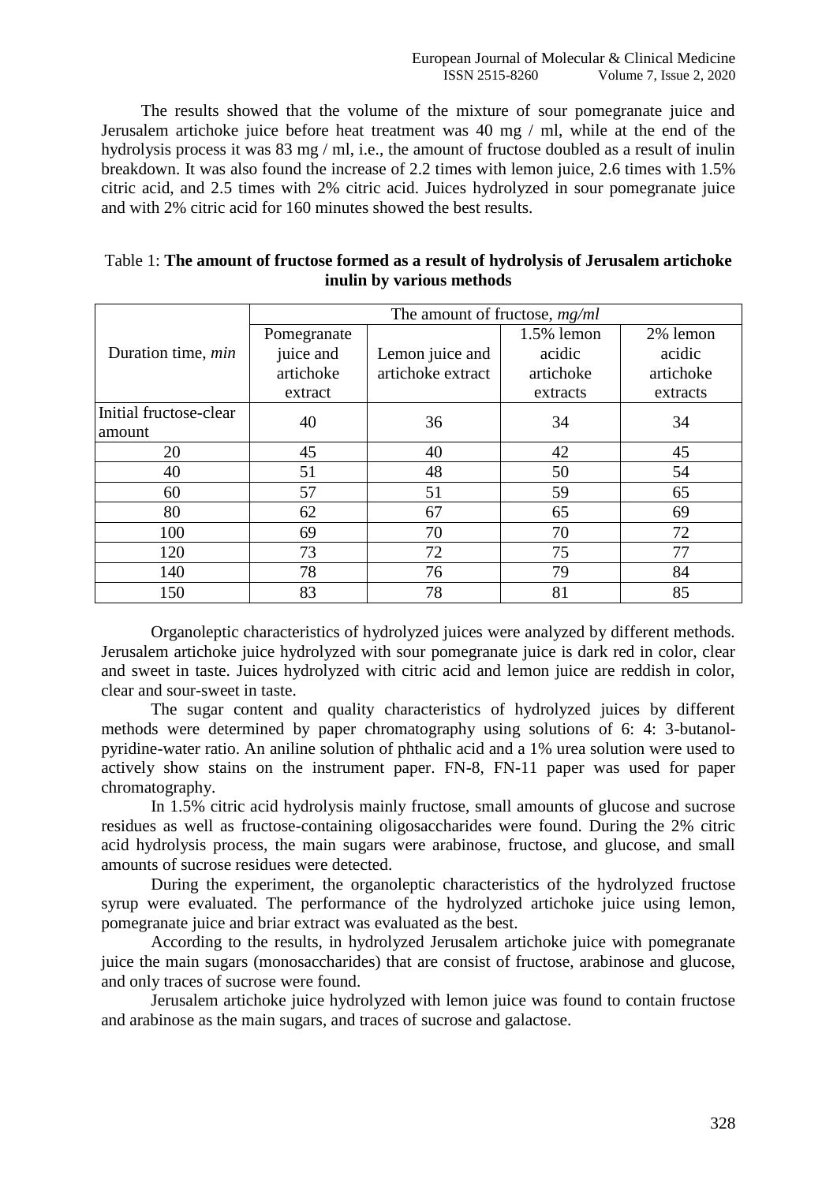The results showed that the volume of the mixture of sour pomegranate juice and Jerusalem artichoke juice before heat treatment was 40 mg / ml, while at the end of the hydrolysis process it was 83 mg / ml, i.e., the amount of fructose doubled as a result of inulin breakdown. It was also found the increase of 2.2 times with lemon juice, 2.6 times with 1.5% citric acid, and 2.5 times with 2% citric acid. Juices hydrolyzed in sour pomegranate juice and with 2% citric acid for 160 minutes showed the best results.

Table 1: **The amount of fructose formed as a result of hydrolysis of Jerusalem artichoke inulin by various methods**

| Duration time, *min* | The amount of fructose, *mg/ml* | | | |
|---|---|---|---|---|
| | Pomegranate juice and artichoke extract | Lemon juice and artichoke extract | 1.5% lemon acidic artichoke extracts | 2% lemon acidic artichoke extracts |
| Initial fructose-clear amount | 40 | 36 | 34 | 34 |
| 20 | 45 | 40 | 42 | 45 |
| 40 | 51 | 48 | 50 | 54 |
| 60 | 57 | 51 | 59 | 65 |
| 80 | 62 | 67 | 65 | 69 |
| 100 | 69 | 70 | 70 | 72 |
| 120 | 73 | 72 | 75 | 77 |
| 140 | 78 | 76 | 79 | 84 |
| 150 | 83 | 78 | 81 | 85 |

Organoleptic characteristics of hydrolyzed juices were analyzed by different methods. Jerusalem artichoke juice hydrolyzed with sour pomegranate juice is dark red in color, clear and sweet in taste. Juices hydrolyzed with citric acid and lemon juice are reddish in color, clear and sour-sweet in taste.

The sugar content and quality characteristics of hydrolyzed juices by different methods were determined by paper chromatography using solutions of 6: 4: 3-butanol-pyridine-water ratio. An aniline solution of phthalic acid and a 1% urea solution were used to actively show stains on the instrument paper. FN-8, FN-11 paper was used for paper chromatography.

In 1.5% citric acid hydrolysis mainly fructose, small amounts of glucose and sucrose residues as well as fructose-containing oligosaccharides were found. During the 2% citric acid hydrolysis process, the main sugars were arabinose, fructose, and glucose, and small amounts of sucrose residues were detected.

During the experiment, the organoleptic characteristics of the hydrolyzed fructose syrup were evaluated. The performance of the hydrolyzed artichoke juice using lemon, pomegranate juice and briar extract was evaluated as the best.

According to the results, in hydrolyzed Jerusalem artichoke juice with pomegranate juice the main sugars (monosaccharides) that are consist of fructose, arabinose and glucose, and only traces of sucrose were found.

Jerusalem artichoke juice hydrolyzed with lemon juice was found to contain fructose and arabinose as the main sugars, and traces of sucrose and galactose.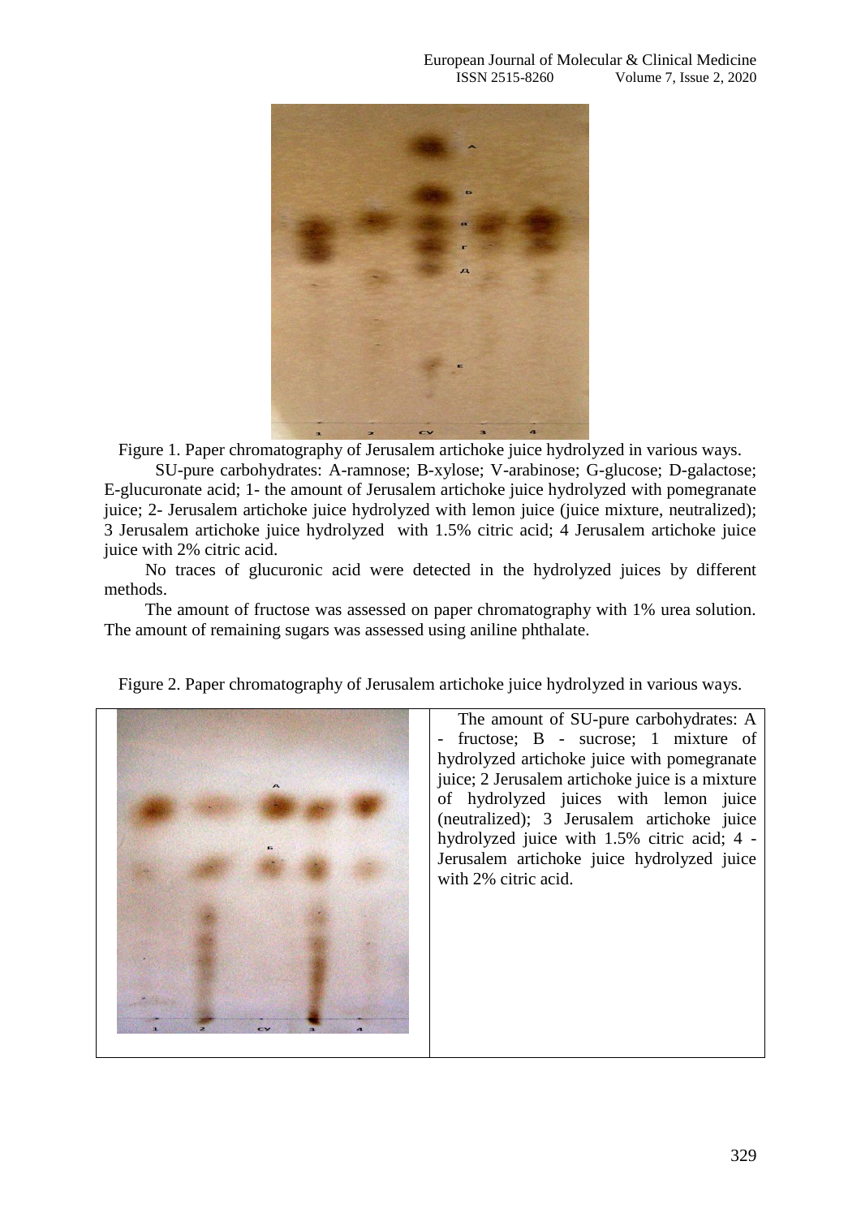Figure 1. Paper chromatography of Jerusalem artichoke juice hydrolyzed in various ways.

SU-pure carbohydrates: A-ramnose; B-xylose; V-arabinose; G-glucose; D-galactose; E-glucuronate acid; 1- the amount of Jerusalem artichoke juice hydrolyzed with pomegranate juice; 2- Jerusalem artichoke juice hydrolyzed with lemon juice (juice mixture, neutralized); 3 Jerusalem artichoke juice hydrolyzed with 1.5% citric acid; 4 Jerusalem artichoke juice juice with 2% citric acid.

No traces of glucuronic acid were detected in the hydrolyzed juices by different methods.

The amount of fructose was assessed on paper chromatography with 1% urea solution. The amount of remaining sugars was assessed using aniline phthalate.

Figure 2. Paper chromatography of Jerusalem artichoke juice hydrolyzed in various ways.

The amount of SU-pure carbohydrates: A - fructose; B - sucrose; 1 mixture of hydrolyzed artichoke juice with pomegranate juice; 2 Jerusalem artichoke juice is a mixture of hydrolyzed juices with lemon juice (neutralized); 3 Jerusalem artichoke juice hydrolyzed juice with 1.5% citric acid; 4 - Jerusalem artichoke juice hydrolyzed juice with 2% citric acid.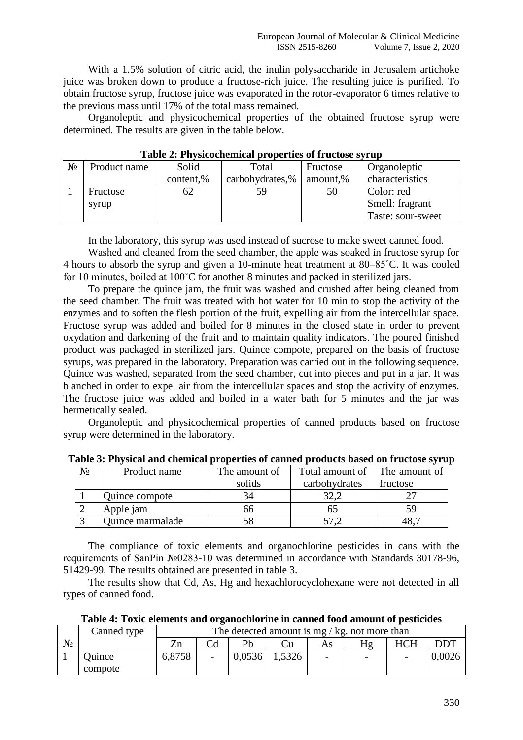With a 1.5% solution of citric acid, the inulin polysaccharide in Jerusalem artichoke juice was broken down to produce a fructose-rich juice. The resulting juice is purified. To obtain fructose syrup, fructose juice was evaporated in the rotor-evaporator 6 times relative to the previous mass until 17% of the total mass remained.

Organoleptic and physicochemical properties of the obtained fructose syrup were determined. The results are given in the table below.

**Table 2: Physicochemical properties of fructose syrup**

| № | Product name | Solid content,% | Total carbohydrates,% | Fructose amount,% | Organoleptic characteristics |
|---|---|---|---|---|---|
| 1 | Fructose syrup | 62 | 59 | 50 | Color: red<br>Smell: fragrant<br>Taste: sour-sweet |

In the laboratory, this syrup was used instead of sucrose to make sweet canned food.

Washed and cleaned from the seed chamber, the apple was soaked in fructose syrup for 4 hours to absorb the syrup and given a 10-minute heat treatment at 80–85˚C. It was cooled for 10 minutes, boiled at 100˚C for another 8 minutes and packed in sterilized jars.

To prepare the quince jam, the fruit was washed and crushed after being cleaned from the seed chamber. The fruit was treated with hot water for 10 min to stop the activity of the enzymes and to soften the flesh portion of the fruit, expelling air from the intercellular space. Fructose syrup was added and boiled for 8 minutes in the closed state in order to prevent oxydation and darkening of the fruit and to maintain quality indicators. The poured finished product was packaged in sterilized jars. Quince compote, prepared on the basis of fructose syrups, was prepared in the laboratory. Preparation was carried out in the following sequence. Quince was washed, separated from the seed chamber, cut into pieces and put in a jar. It was blanched in order to expel air from the intercellular spaces and stop the activity of enzymes. The fructose juice was added and boiled in a water bath for 5 minutes and the jar was hermetically sealed.

Organoleptic and physicochemical properties of canned products based on fructose syrup were determined in the laboratory.

**Table 3: Physical and chemical properties of canned products based on fructose syrup**

| № | Product name | The amount of solids | Total amount of carbohydrates | The amount of fructose |
|---|---|---|---|---|
| 1 | Quince compote | 34 | 32,2 | 27 |
| 2 | Apple jam | 66 | 65 | 59 |
| 3 | Quince marmalade | 58 | 57,2 | 48,7 |

The compliance of toxic elements and organochlorine pesticides in cans with the requirements of SanPin №0283-10 was determined in accordance with Standards 30178-96, 51429-99. The results obtained are presented in table 3.

The results show that Cd, As, Hg and hexachlorocyclohexane were not detected in all types of canned food.

**Table 4: Toxic elements and organochlorine in canned food amount of pesticides**

| № | Canned type | The detected amount is mg / kg. not more than | | | | | | | |
|---|---|---|---|---|---|---|---|---|---|
| | | Zn | Cd | Pb | Cu | As | Hg | HCH | DDT |
| 1 | Quince compote | 6,8758 | - | 0,0536 | 1,5326 | - | - | - | 0,0026 |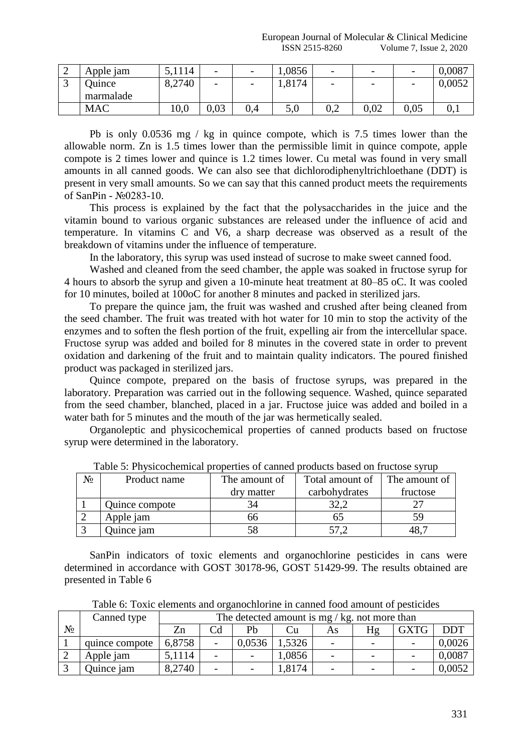| | | | | | | | | | |
|---|---|---|---|---|---|---|---|---|---|
| 2 | Apple jam | 5,1114 | - | - | 1,0856 | - | - | - | 0,0087 |
| 3 | Quince marmalade | 8,2740 | - | - | 1,8174 | - | - | - | 0,0052 |
| | MAC | 10,0 | 0,03 | 0,4 | 5,0 | 0,2 | 0,02 | 0,05 | 0,1 |

Pb is only 0.0536 mg / kg in quince compote, which is 7.5 times lower than the allowable norm. Zn is 1.5 times lower than the permissible limit in quince compote, apple compote is 2 times lower and quince is 1.2 times lower. Cu metal was found in very small amounts in all canned goods. We can also see that dichlorodiphenyltrichloethane (DDT) is present in very small amounts. So we can say that this canned product meets the requirements of SanPin - №0283-10.

This process is explained by the fact that the polysaccharides in the juice and the vitamin bound to various organic substances are released under the influence of acid and temperature. In vitamins C and V6, a sharp decrease was observed as a result of the breakdown of vitamins under the influence of temperature.

In the laboratory, this syrup was used instead of sucrose to make sweet canned food.

Washed and cleaned from the seed chamber, the apple was soaked in fructose syrup for 4 hours to absorb the syrup and given a 10-minute heat treatment at 80–85 oC. It was cooled for 10 minutes, boiled at 100oC for another 8 minutes and packed in sterilized jars.

To prepare the quince jam, the fruit was washed and crushed after being cleaned from the seed chamber. The fruit was treated with hot water for 10 min to stop the activity of the enzymes and to soften the flesh portion of the fruit, expelling air from the intercellular space. Fructose syrup was added and boiled for 8 minutes in the covered state in order to prevent oxidation and darkening of the fruit and to maintain quality indicators. The poured finished product was packaged in sterilized jars.

Quince compote, prepared on the basis of fructose syrups, was prepared in the laboratory. Preparation was carried out in the following sequence. Washed, quince separated from the seed chamber, blanched, placed in a jar. Fructose juice was added and boiled in a water bath for 5 minutes and the mouth of the jar was hermetically sealed.

Organoleptic and physicochemical properties of canned products based on fructose syrup were determined in the laboratory.

Table 5: Physicochemical properties of canned products based on fructose syrup

| № | Product name | The amount of dry matter | Total amount of carbohydrates | The amount of fructose |
|---|---|---|---|---|
| 1 | Quince compote | 34 | 32,2 | 27 |
| 2 | Apple jam | 66 | 65 | 59 |
| 3 | Quince jam | 58 | 57,2 | 48,7 |

SanPin indicators of toxic elements and organochlorine pesticides in cans were determined in accordance with GOST 30178-96, GOST 51429-99. The results obtained are presented in Table 6

Table 6: Toxic elements and organochlorine in canned food amount of pesticides

| № | Canned type | The detected amount is mg / kg. not more than | | | | | | | |
|---|---|---|---|---|---|---|---|---|---|
| | | Zn | Cd | Pb | Cu | As | Hg | GXTG | DDT |
| 1 | quince compote | 6,8758 | - | 0,0536 | 1,5326 | - | - | - | 0,0026 |
| 2 | Apple jam | 5,1114 | - | - | 1,0856 | - | - | - | 0,0087 |
| 3 | Quince jam | 8,2740 | - | - | 1,8174 | - | - | - | 0,0052 |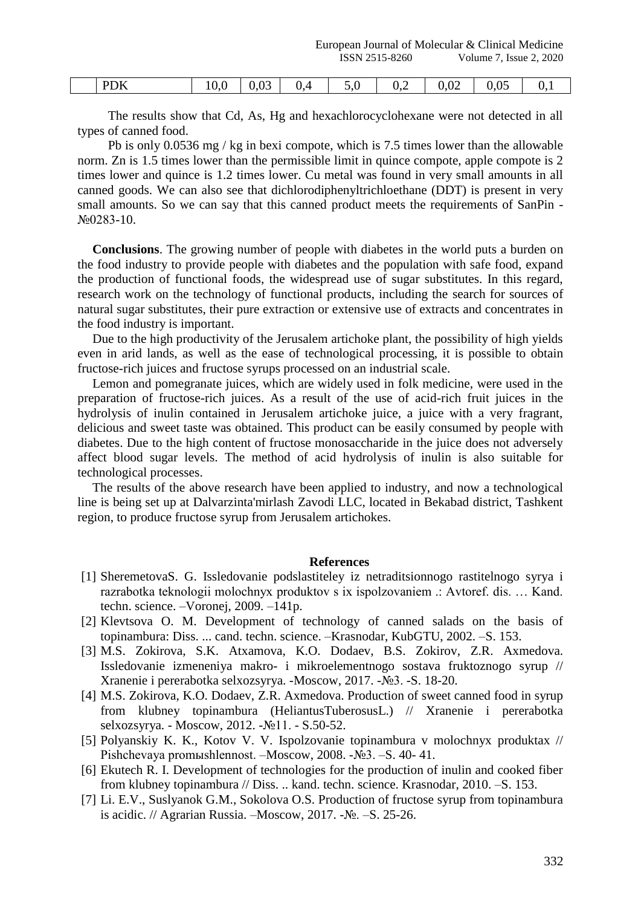|  | PDK | 10,0 | 0,03 | 0,4 | 5,0 | 0,2 | 0,02 | 0,05 | 0,1 |
|---|---|---|---|---|---|---|---|---|---|

The results show that Cd, As, Hg and hexachlorocyclohexane were not detected in all types of canned food.

Pb is only 0.0536 mg / kg in bexi compote, which is 7.5 times lower than the allowable norm. Zn is 1.5 times lower than the permissible limit in quince compote, apple compote is 2 times lower and quince is 1.2 times lower. Cu metal was found in very small amounts in all canned goods. We can also see that dichlorodiphenyltrichloethane (DDT) is present in very small amounts. So we can say that this canned product meets the requirements of SanPin - №0283-10.

**Conclusions**. The growing number of people with diabetes in the world puts a burden on the food industry to provide people with diabetes and the population with safe food, expand the production of functional foods, the widespread use of sugar substitutes. In this regard, research work on the technology of functional products, including the search for sources of natural sugar substitutes, their pure extraction or extensive use of extracts and concentrates in the food industry is important.

Due to the high productivity of the Jerusalem artichoke plant, the possibility of high yields even in arid lands, as well as the ease of technological processing, it is possible to obtain fructose-rich juices and fructose syrups processed on an industrial scale.

Lemon and pomegranate juices, which are widely used in folk medicine, were used in the preparation of fructose-rich juices. As a result of the use of acid-rich fruit juices in the hydrolysis of inulin contained in Jerusalem artichoke juice, a juice with a very fragrant, delicious and sweet taste was obtained. This product can be easily consumed by people with diabetes. Due to the high content of fructose monosaccharide in the juice does not adversely affect blood sugar levels. The method of acid hydrolysis of inulin is also suitable for technological processes.

The results of the above research have been applied to industry, and now a technological line is being set up at Dalvarzinta'mirlash Zavodi LLC, located in Bekabad district, Tashkent region, to produce fructose syrup from Jerusalem artichokes.

## References

[1] SheremetovaS. G. Issledovanie podslastiteley iz netraditsionnogo rastitelnogo syrya i razrabotka teknologii molochnyx produktov s ix ispolzovaniem .: Avtoref. dis. … Kand. techn. science. –Voronej, 2009. –141p.

[2] Klevtsova O. M. Development of technology of canned salads on the basis of topinambura: Diss. ... cand. techn. science. –Krasnodar, KubGTU, 2002. –S. 153.

[3] M.S. Zokirova, S.K. Atxamova, K.O. Dodaev, B.S. Zokirov, Z.R. Axmedova. Issledovanie izmeneniya makro- i mikroelementnogo sostava fruktoznogo syrup // Xranenie i pererabotka selxozsyrya. -Moscow, 2017. -№3. -S. 18-20.

[4] M.S. Zokirova, K.O. Dodaev, Z.R. Axmedova. Production of sweet canned food in syrup from klubney topinambura (HeliantusTuberosusL.) // Xranenie i pererabotka selxozsyrya. - Moscow, 2012. -№11. - S.50-52.

[5] Polyanskiy K. K., Kotov V. V. Ispolzovanie topinambura v molochnyx produktax // Pishchevaya promыshlennost. –Moscow, 2008. -№3. –S. 40- 41.

[6] Ekutech R. I. Development of technologies for the production of inulin and cooked fiber from klubney topinambura // Diss. .. kand. techn. science. Krasnodar, 2010. –S. 153.

[7] Li. E.V., Suslyanok G.M., Sokolova O.S. Production of fructose syrup from topinambura is acidic. // Agrarian Russia. –Moscow, 2017. -№. –S. 25-26.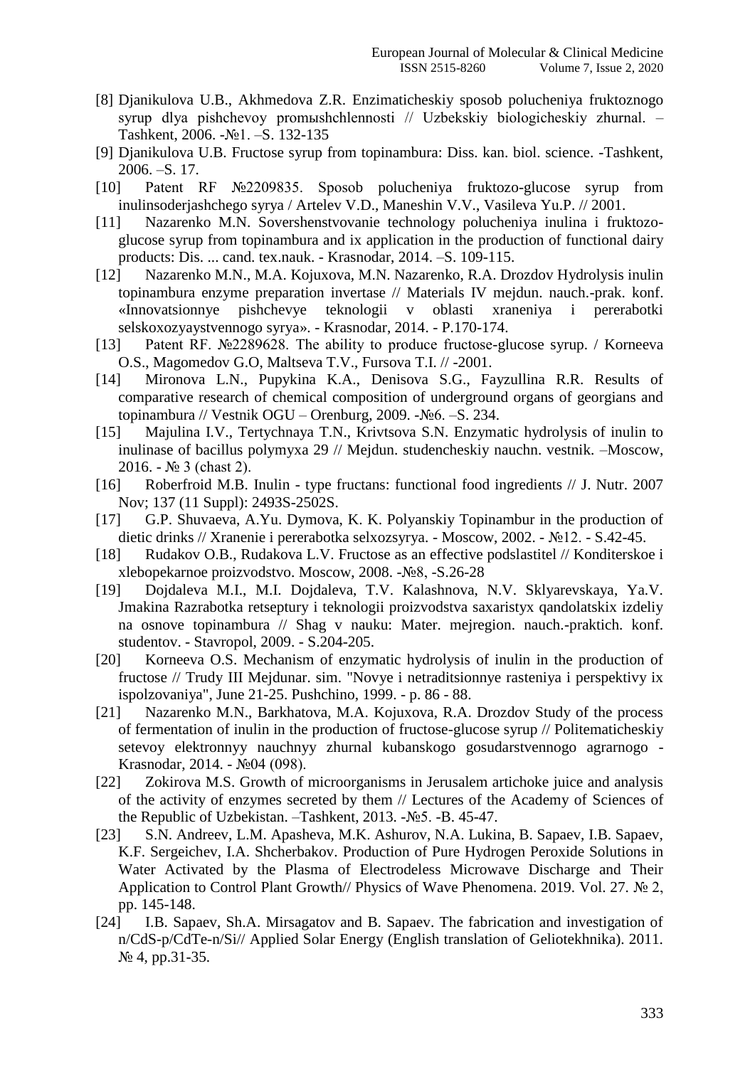[8] Djanikulova U.B., Akhmedova Z.R. Enzimaticheskiy sposob polucheniya fruktoznogo syrup dlya pishchevoy promыshchlennosti // Uzbekskiy biologicheskiy zhurnal. – Tashkent, 2006. -№1. –S. 132-135

[9] Djanikulova U.B. Fructose syrup from topinambura: Diss. kan. biol. science. -Tashkent, 2006. –S. 17.

[10] Patent RF №2209835. Sposob polucheniya fruktozo-glucose syrup from inulinsoderjashchego syrya / Artelev V.D., Maneshin V.V., Vasileva Yu.P. // 2001.

[11] Nazarenko M.N. Sovershenstvovanie technology polucheniya inulina i fruktozo-glucose syrup from topinambura and ix application in the production of functional dairy products: Dis. ... cand. tex.nauk. - Krasnodar, 2014. –S. 109-115.

[12] Nazarenko M.N., M.A. Kojuxova, M.N. Nazarenko, R.A. Drozdov Hydrolysis inulin topinambura enzyme preparation invertase // Materials IV mejdun. nauch.-prak. konf. «Innovatsionnye pishchevye teknologii v oblasti xraneniya i pererabotki selskoxozyaystvennogo syrya». - Krasnodar, 2014. - P.170-174.

[13] Patent RF. №2289628. The ability to produce fructose-glucose syrup. / Korneeva O.S., Magomedov G.O, Maltseva T.V., Fursova T.I. // -2001.

[14] Mironova L.N., Pupykina K.A., Denisova S.G., Fayzullina R.R. Results of comparative research of chemical composition of underground organs of georgians and topinambura // Vestnik OGU – Orenburg, 2009. -№6. –S. 234.

[15] Majulina I.V., Tertychnaya T.N., Krivtsova S.N. Enzymatic hydrolysis of inulin to inulinase of bacillus polymyxa 29 // Mejdun. studencheskiy nauchn. vestnik. –Moscow, 2016. - № 3 (chast 2).

[16] Roberfroid M.B. Inulin - type fructans: functional food ingredients // J. Nutr. 2007 Nov; 137 (11 Suppl): 2493S-2502S.

[17] G.P. Shuvaeva, A.Yu. Dymova, K. K. Polyanskiy Topinambur in the production of dietic drinks // Xranenie i pererabotka selxozsyrya. - Moscow, 2002. - №12. - S.42-45.

[18] Rudakov O.B., Rudakova L.V. Fructose as an effective podslastitel // Konditerskoe i xlebopekarnoe proizvodstvo. Moscow, 2008. -№8, -S.26-28

[19] Dojdaleva M.I., M.I. Dojdaleva, T.V. Kalashnova, N.V. Sklyarevskaya, Ya.V. Jmakina Razrabotka retseptury i teknologii proizvodstva saxaristyx qandolatskix izdeliy na osnove topinambura // Shag v nauku: Mater. mejregion. nauch.-praktich. konf. studentov. - Stavropol, 2009. - S.204-205.

[20] Korneeva O.S. Mechanism of enzymatic hydrolysis of inulin in the production of fructose // Trudy III Mejdunar. sim. "Novye i netraditsionnye rasteniya i perspektivy ix ispolzovaniya", June 21-25. Pushchino, 1999. - p. 86 - 88.

[21] Nazarenko M.N., Barkhatova, M.A. Kojuxova, R.A. Drozdov Study of the process of fermentation of inulin in the production of fructose-glucose syrup // Politematicheskiy setevoy elektronnyy nauchnyy zhurnal kubanskogo gosudarstvennogo agrarnogo - Krasnodar, 2014. - №04 (098).

[22] Zokirova M.S. Growth of microorganisms in Jerusalem artichoke juice and analysis of the activity of enzymes secreted by them // Lectures of the Academy of Sciences of the Republic of Uzbekistan. –Tashkent, 2013. -№5. -B. 45-47.

[23] S.N. Andreev, L.M. Apasheva, M.K. Ashurov, N.A. Lukina, B. Sapaev, I.B. Sapaev, K.F. Sergeichev, I.A. Shcherbakov. Production of Pure Hydrogen Peroxide Solutions in Water Activated by the Plasma of Electrodeless Microwave Discharge and Their Application to Control Plant Growth// Physics of Wave Phenomena. 2019. Vol. 27. № 2, pp. 145-148.

[24] I.B. Sapaev, Sh.A. Mirsagatov and B. Sapaev. The fabrication and investigation of n/CdS-p/CdTe-n/Si// Applied Solar Energy (English translation of Geliotekhnika). 2011. № 4, pp.31-35.